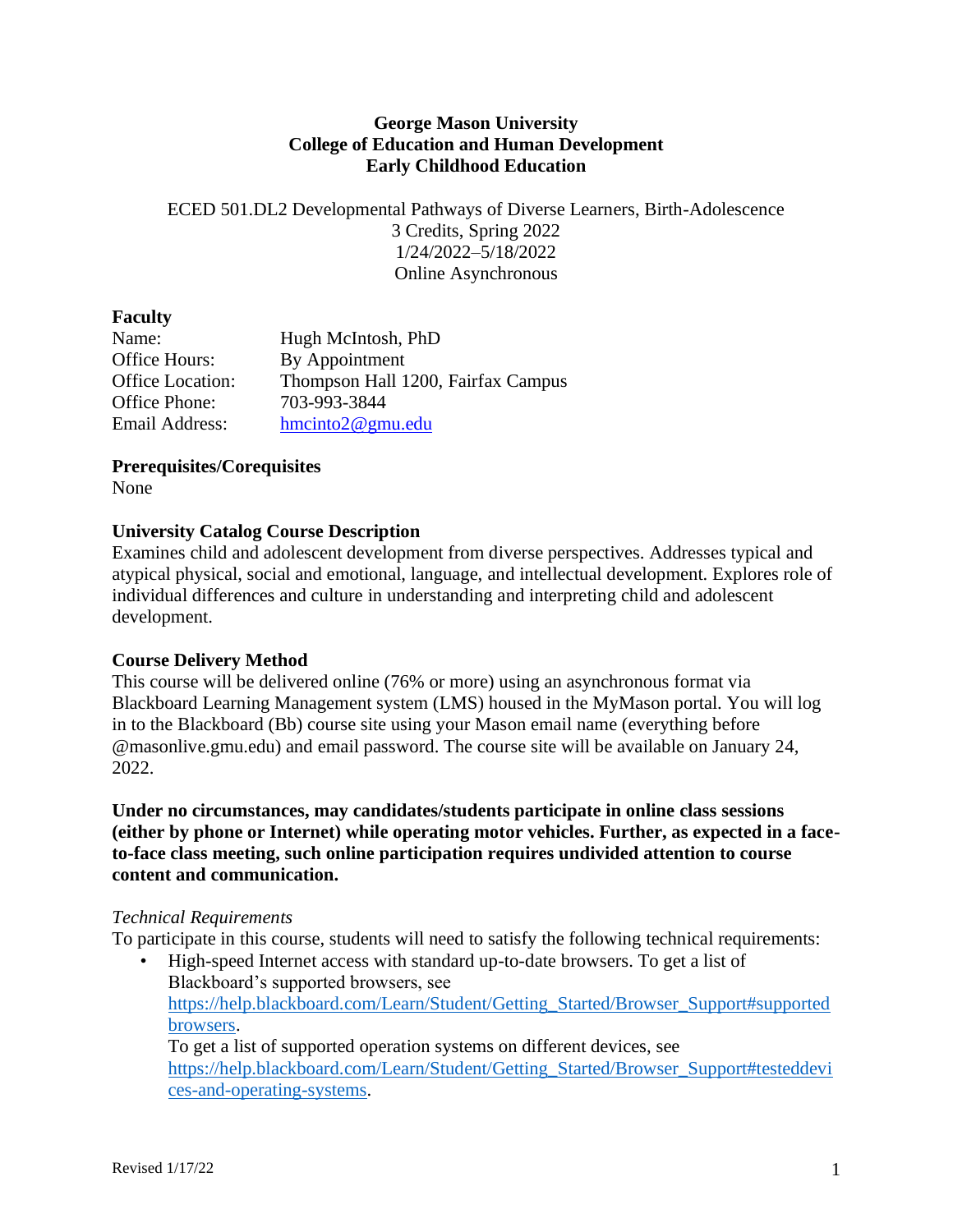# George Mason University
## College of Education and Human Development
## Early Childhood Education

ECED 501.DL2 Developmental Pathways of Diverse Learners, Birth-Adolescence
3 Credits, Spring 2022
1/24/2022–5/18/2022
Online Asynchronous

**Faculty**

| | |
|---|---|
| Name: | Hugh McIntosh, PhD |
| Office Hours: | By Appointment |
| Office Location: | Thompson Hall 1200, Fairfax Campus |
| Office Phone: | 703-993-3844 |
| Email Address: | hmcinto2@gmu.edu |

**Prerequisites/Corequisites**
None

**University Catalog Course Description**
Examines child and adolescent development from diverse perspectives. Addresses typical and atypical physical, social and emotional, language, and intellectual development. Explores role of individual differences and culture in understanding and interpreting child and adolescent development.

**Course Delivery Method**
This course will be delivered online (76% or more) using an asynchronous format via Blackboard Learning Management system (LMS) housed in the MyMason portal. You will log in to the Blackboard (Bb) course site using your Mason email name (everything before @masonlive.gmu.edu) and email password. The course site will be available on January 24, 2022.

**Under no circumstances, may candidates/students participate in online class sessions (either by phone or Internet) while operating motor vehicles. Further, as expected in a face-to-face class meeting, such online participation requires undivided attention to course content and communication.**

*Technical Requirements*
To participate in this course, students will need to satisfy the following technical requirements:

- High-speed Internet access with standard up-to-date browsers. To get a list of Blackboard's supported browsers, see https://help.blackboard.com/Learn/Student/Getting_Started/Browser_Support#supported browsers.
  To get a list of supported operation systems on different devices, see https://help.blackboard.com/Learn/Student/Getting_Started/Browser_Support#tested devices-and-operating-systems.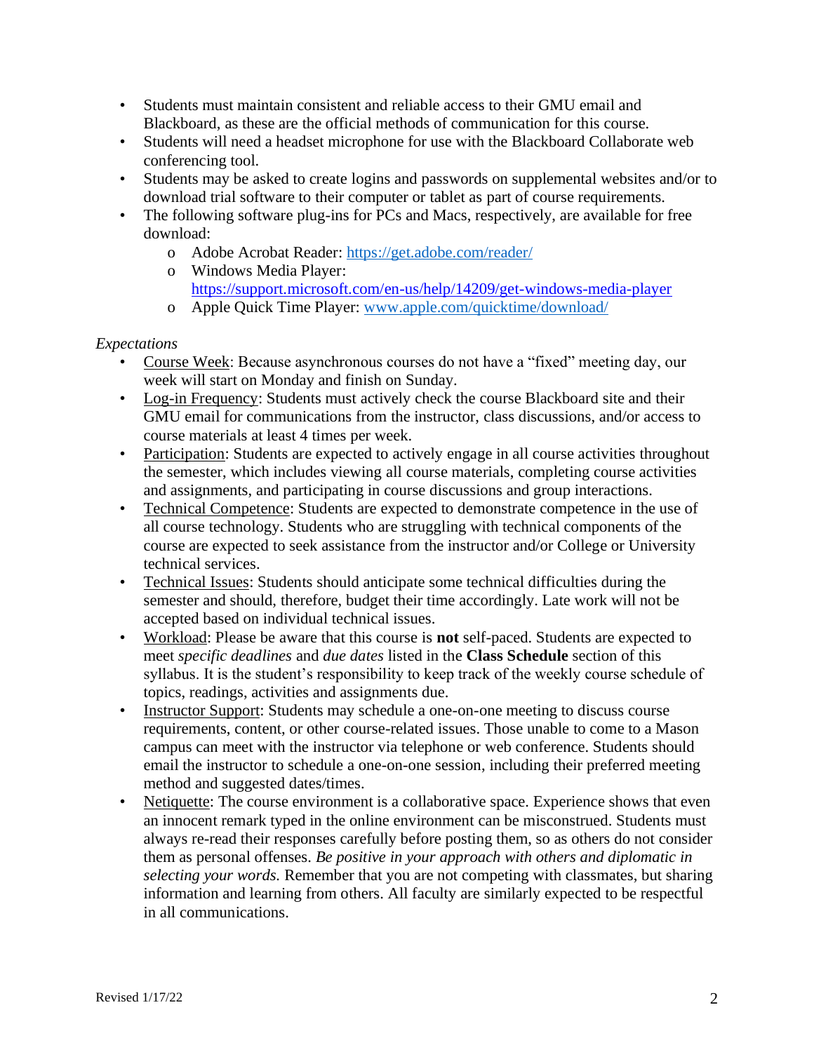- Students must maintain consistent and reliable access to their GMU email and Blackboard, as these are the official methods of communication for this course.
- Students will need a headset microphone for use with the Blackboard Collaborate web conferencing tool.
- Students may be asked to create logins and passwords on supplemental websites and/or to download trial software to their computer or tablet as part of course requirements.
- The following software plug-ins for PCs and Macs, respectively, are available for free download:
  - Adobe Acrobat Reader: https://get.adobe.com/reader/
  - Windows Media Player: https://support.microsoft.com/en-us/help/14209/get-windows-media-player
  - Apple Quick Time Player: www.apple.com/quicktime/download/

*Expectations*

- Course Week: Because asynchronous courses do not have a "fixed" meeting day, our week will start on Monday and finish on Sunday.
- Log-in Frequency: Students must actively check the course Blackboard site and their GMU email for communications from the instructor, class discussions, and/or access to course materials at least 4 times per week.
- Participation: Students are expected to actively engage in all course activities throughout the semester, which includes viewing all course materials, completing course activities and assignments, and participating in course discussions and group interactions.
- Technical Competence: Students are expected to demonstrate competence in the use of all course technology. Students who are struggling with technical components of the course are expected to seek assistance from the instructor and/or College or University technical services.
- Technical Issues: Students should anticipate some technical difficulties during the semester and should, therefore, budget their time accordingly. Late work will not be accepted based on individual technical issues.
- Workload: Please be aware that this course is **not** self-paced. Students are expected to meet *specific deadlines* and *due dates* listed in the **Class Schedule** section of this syllabus. It is the student's responsibility to keep track of the weekly course schedule of topics, readings, activities and assignments due.
- Instructor Support: Students may schedule a one-on-one meeting to discuss course requirements, content, or other course-related issues. Those unable to come to a Mason campus can meet with the instructor via telephone or web conference. Students should email the instructor to schedule a one-on-one session, including their preferred meeting method and suggested dates/times.
- Netiquette: The course environment is a collaborative space. Experience shows that even an innocent remark typed in the online environment can be misconstrued. Students must always re-read their responses carefully before posting them, so as others do not consider them as personal offenses. *Be positive in your approach with others and diplomatic in selecting your words.* Remember that you are not competing with classmates, but sharing information and learning from others. All faculty are similarly expected to be respectful in all communications.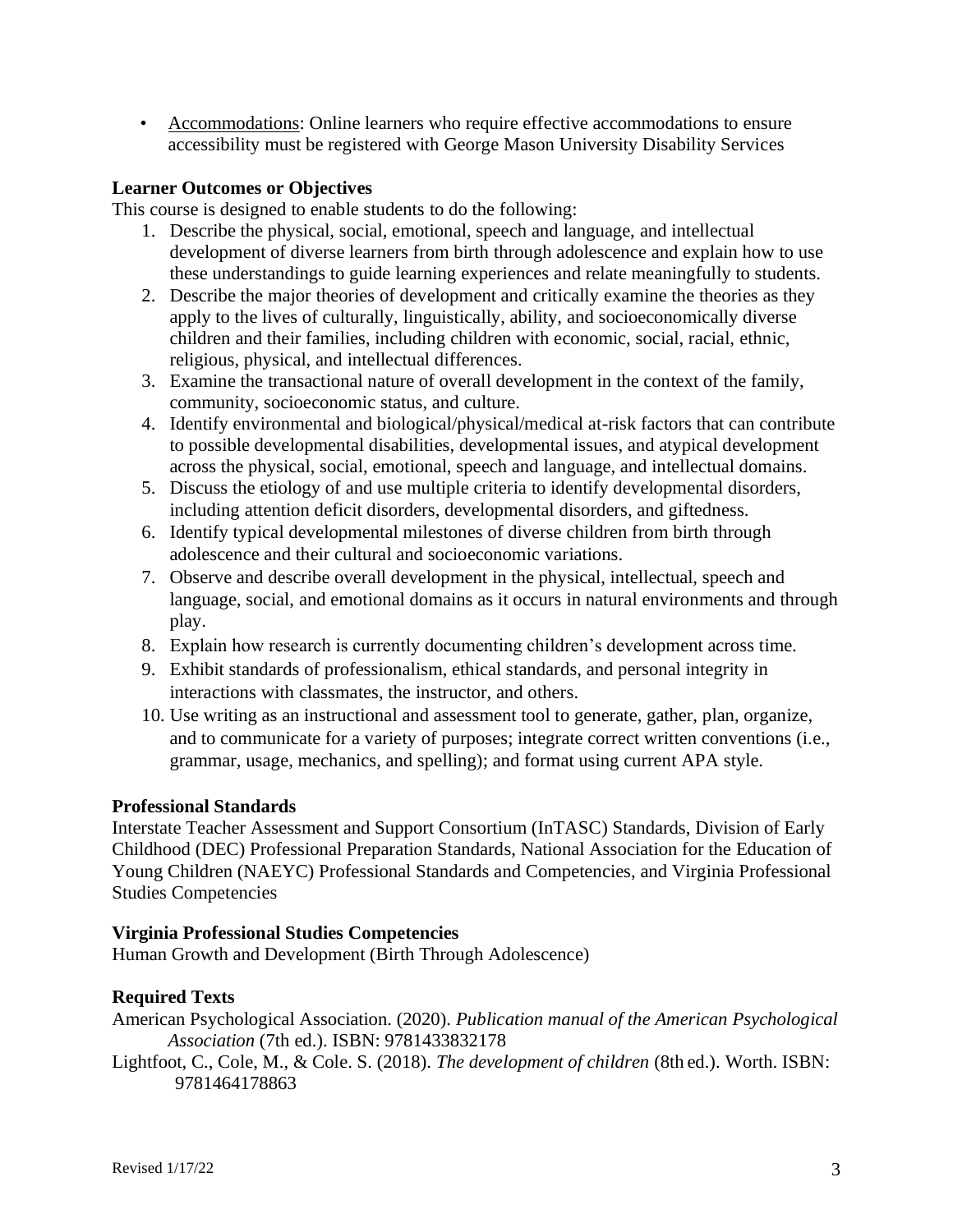- Accommodations: Online learners who require effective accommodations to ensure accessibility must be registered with George Mason University Disability Services

**Learner Outcomes or Objectives**

This course is designed to enable students to do the following:

1. Describe the physical, social, emotional, speech and language, and intellectual development of diverse learners from birth through adolescence and explain how to use these understandings to guide learning experiences and relate meaningfully to students.
2. Describe the major theories of development and critically examine the theories as they apply to the lives of culturally, linguistically, ability, and socioeconomically diverse children and their families, including children with economic, social, racial, ethnic, religious, physical, and intellectual differences.
3. Examine the transactional nature of overall development in the context of the family, community, socioeconomic status, and culture.
4. Identify environmental and biological/physical/medical at-risk factors that can contribute to possible developmental disabilities, developmental issues, and atypical development across the physical, social, emotional, speech and language, and intellectual domains.
5. Discuss the etiology of and use multiple criteria to identify developmental disorders, including attention deficit disorders, developmental disorders, and giftedness.
6. Identify typical developmental milestones of diverse children from birth through adolescence and their cultural and socioeconomic variations.
7. Observe and describe overall development in the physical, intellectual, speech and language, social, and emotional domains as it occurs in natural environments and through play.
8. Explain how research is currently documenting children's development across time.
9. Exhibit standards of professionalism, ethical standards, and personal integrity in interactions with classmates, the instructor, and others.
10. Use writing as an instructional and assessment tool to generate, gather, plan, organize, and to communicate for a variety of purposes; integrate correct written conventions (i.e., grammar, usage, mechanics, and spelling); and format using current APA style.

**Professional Standards**

Interstate Teacher Assessment and Support Consortium (InTASC) Standards, Division of Early Childhood (DEC) Professional Preparation Standards, National Association for the Education of Young Children (NAEYC) Professional Standards and Competencies, and Virginia Professional Studies Competencies

**Virginia Professional Studies Competencies**

Human Growth and Development (Birth Through Adolescence)

**Required Texts**

American Psychological Association. (2020). *Publication manual of the American Psychological Association* (7th ed.). ISBN: 9781433832178

Lightfoot, C., Cole, M., & Cole. S. (2018). *The development of children* (8th ed.). Worth. ISBN: 9781464178863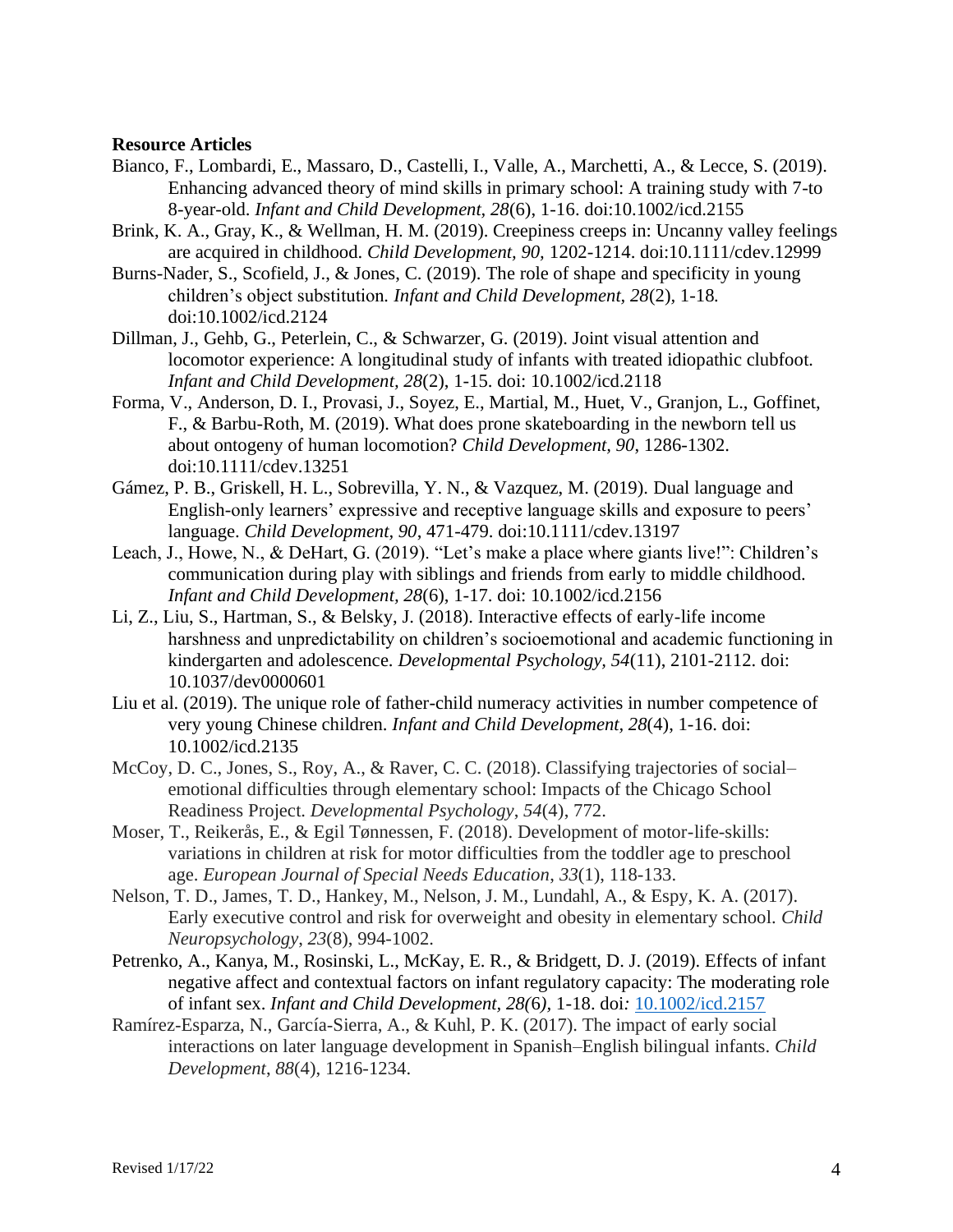**Resource Articles**

Bianco, F., Lombardi, E., Massaro, D., Castelli, I., Valle, A., Marchetti, A., & Lecce, S. (2019). Enhancing advanced theory of mind skills in primary school: A training study with 7-to 8-year-old. *Infant and Child Development, 28*(6), 1-16. doi:10.1002/icd.2155

Brink, K. A., Gray, K., & Wellman, H. M. (2019). Creepiness creeps in: Uncanny valley feelings are acquired in childhood. *Child Development, 90,* 1202-1214. doi:10.1111/cdev.12999

Burns-Nader, S., Scofield, J., & Jones, C. (2019). The role of shape and specificity in young children's object substitution. *Infant and Child Development, 28*(2), 1-18. doi:10.1002/icd.2124

Dillman, J., Gehb, G., Peterlein, C., & Schwarzer, G. (2019). Joint visual attention and locomotor experience: A longitudinal study of infants with treated idiopathic clubfoot. *Infant and Child Development, 28*(2), 1-15. doi: 10.1002/icd.2118

Forma, V., Anderson, D. I., Provasi, J., Soyez, E., Martial, M., Huet, V., Granjon, L., Goffinet, F., & Barbu-Roth, M. (2019). What does prone skateboarding in the newborn tell us about ontogeny of human locomotion? *Child Development, 90*, 1286-1302. doi:10.1111/cdev.13251

Gámez, P. B., Griskell, H. L., Sobrevilla, Y. N., & Vazquez, M. (2019). Dual language and English-only learners' expressive and receptive language skills and exposure to peers' language. *Child Development, 90*, 471-479. doi:10.1111/cdev.13197

Leach, J., Howe, N., & DeHart, G. (2019). "Let's make a place where giants live!": Children's communication during play with siblings and friends from early to middle childhood. *Infant and Child Development, 28*(6), 1-17. doi: 10.1002/icd.2156

Li, Z., Liu, S., Hartman, S., & Belsky, J. (2018). Interactive effects of early-life income harshness and unpredictability on children's socioemotional and academic functioning in kindergarten and adolescence. *Developmental Psychology, 54*(11), 2101-2112. doi: 10.1037/dev0000601

Liu et al. (2019). The unique role of father-child numeracy activities in number competence of very young Chinese children. *Infant and Child Development, 28*(4), 1-16. doi: 10.1002/icd.2135

McCoy, D. C., Jones, S., Roy, A., & Raver, C. C. (2018). Classifying trajectories of social–emotional difficulties through elementary school: Impacts of the Chicago School Readiness Project. *Developmental Psychology*, *54*(4), 772.

Moser, T., Reikerås, E., & Egil Tønnessen, F. (2018). Development of motor-life-skills: variations in children at risk for motor difficulties from the toddler age to preschool age. *European Journal of Special Needs Education*, *33*(1), 118-133.

Nelson, T. D., James, T. D., Hankey, M., Nelson, J. M., Lundahl, A., & Espy, K. A. (2017). Early executive control and risk for overweight and obesity in elementary school. *Child Neuropsychology*, *23*(8), 994-1002.

Petrenko, A., Kanya, M., Rosinski, L., McKay, E. R., & Bridgett, D. J. (2019). Effects of infant negative affect and contextual factors on infant regulatory capacity: The moderating role of infant sex. *Infant and Child Development, 28*(6), 1-18. doi: 10.1002/icd.2157

Ramírez-Esparza, N., García-Sierra, A., & Kuhl, P. K. (2017). The impact of early social interactions on later language development in Spanish–English bilingual infants. *Child Development*, *88*(4), 1216-1234.

Revised 1/17/22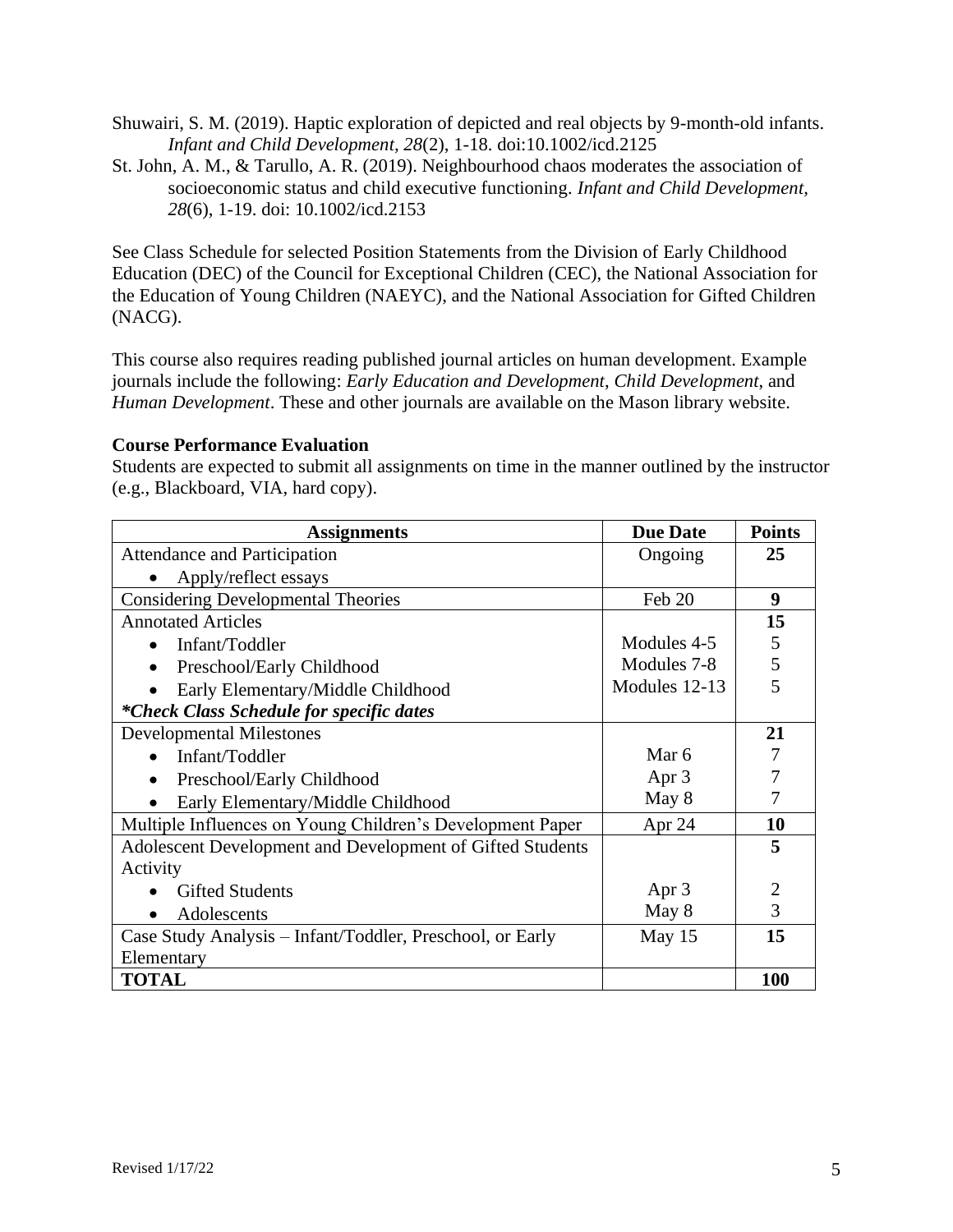Shuwairi, S. M. (2019). Haptic exploration of depicted and real objects by 9-month-old infants. *Infant and Child Development, 28*(2), 1-18. doi:10.1002/icd.2125

St. John, A. M., & Tarullo, A. R. (2019). Neighbourhood chaos moderates the association of socioeconomic status and child executive functioning. *Infant and Child Development, 28*(6), 1-19. doi: 10.1002/icd.2153

See Class Schedule for selected Position Statements from the Division of Early Childhood Education (DEC) of the Council for Exceptional Children (CEC), the National Association for the Education of Young Children (NAEYC), and the National Association for Gifted Children (NACG).

This course also requires reading published journal articles on human development. Example journals include the following: *Early Education and Development*, *Child Development*, and *Human Development*. These and other journals are available on the Mason library website.

**Course Performance Evaluation**

Students are expected to submit all assignments on time in the manner outlined by the instructor (e.g., Blackboard, VIA, hard copy).

| Assignments | Due Date | Points |
|---|---|---|
| Attendance and Participation<br>• Apply/reflect essays | Ongoing | **25** |
| Considering Developmental Theories | Feb 20 | **9** |
| Annotated Articles | | **15** |
| • Infant/Toddler | Modules 4-5 | 5 |
| • Preschool/Early Childhood | Modules 7-8 | 5 |
| • Early Elementary/Middle Childhood | Modules 12-13 | 5 |
| ***\*Check Class Schedule for specific dates*** | | |
| Developmental Milestones | | **21** |
| • Infant/Toddler | Mar 6 | 7 |
| • Preschool/Early Childhood | Apr 3 | 7 |
| • Early Elementary/Middle Childhood | May 8 | 7 |
| Multiple Influences on Young Children's Development Paper | Apr 24 | **10** |
| Adolescent Development and Development of Gifted Students Activity | | **5** |
| • Gifted Students | Apr 3 | 2 |
| • Adolescents | May 8 | 3 |
| Case Study Analysis – Infant/Toddler, Preschool, or Early Elementary | May 15 | **15** |
| **TOTAL** | | **100** |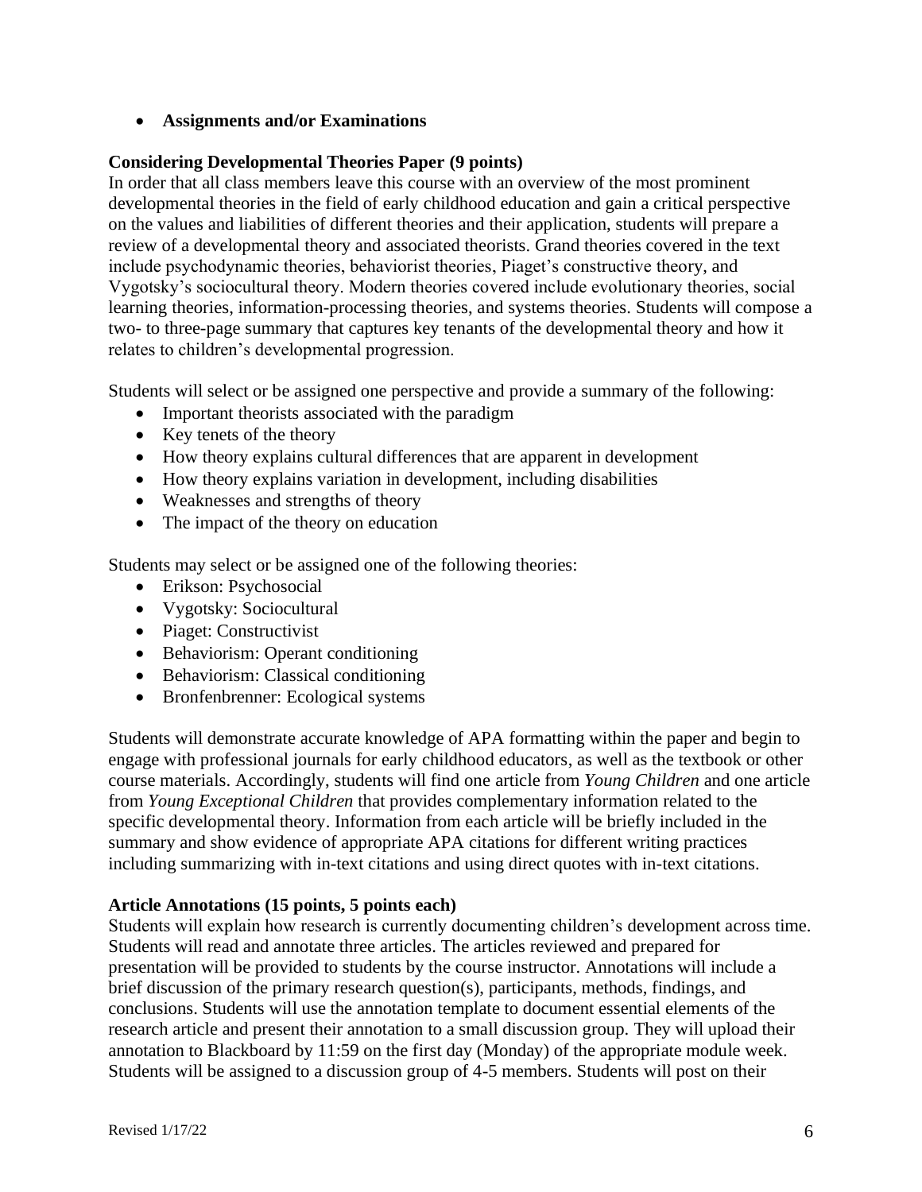- **Assignments and/or Examinations**

**Considering Developmental Theories Paper (9 points)**

In order that all class members leave this course with an overview of the most prominent developmental theories in the field of early childhood education and gain a critical perspective on the values and liabilities of different theories and their application, students will prepare a review of a developmental theory and associated theorists. Grand theories covered in the text include psychodynamic theories, behaviorist theories, Piaget's constructive theory, and Vygotsky's sociocultural theory. Modern theories covered include evolutionary theories, social learning theories, information-processing theories, and systems theories. Students will compose a two- to three-page summary that captures key tenants of the developmental theory and how it relates to children's developmental progression.

Students will select or be assigned one perspective and provide a summary of the following:

- Important theorists associated with the paradigm
- Key tenets of the theory
- How theory explains cultural differences that are apparent in development
- How theory explains variation in development, including disabilities
- Weaknesses and strengths of theory
- The impact of the theory on education

Students may select or be assigned one of the following theories:

- Erikson: Psychosocial
- Vygotsky: Sociocultural
- Piaget: Constructivist
- Behaviorism: Operant conditioning
- Behaviorism: Classical conditioning
- Bronfenbrenner: Ecological systems

Students will demonstrate accurate knowledge of APA formatting within the paper and begin to engage with professional journals for early childhood educators, as well as the textbook or other course materials. Accordingly, students will find one article from *Young Children* and one article from *Young Exceptional Children* that provides complementary information related to the specific developmental theory. Information from each article will be briefly included in the summary and show evidence of appropriate APA citations for different writing practices including summarizing with in-text citations and using direct quotes with in-text citations.

**Article Annotations (15 points, 5 points each)**

Students will explain how research is currently documenting children's development across time. Students will read and annotate three articles. The articles reviewed and prepared for presentation will be provided to students by the course instructor. Annotations will include a brief discussion of the primary research question(s), participants, methods, findings, and conclusions. Students will use the annotation template to document essential elements of the research article and present their annotation to a small discussion group. They will upload their annotation to Blackboard by 11:59 on the first day (Monday) of the appropriate module week. Students will be assigned to a discussion group of 4-5 members. Students will post on their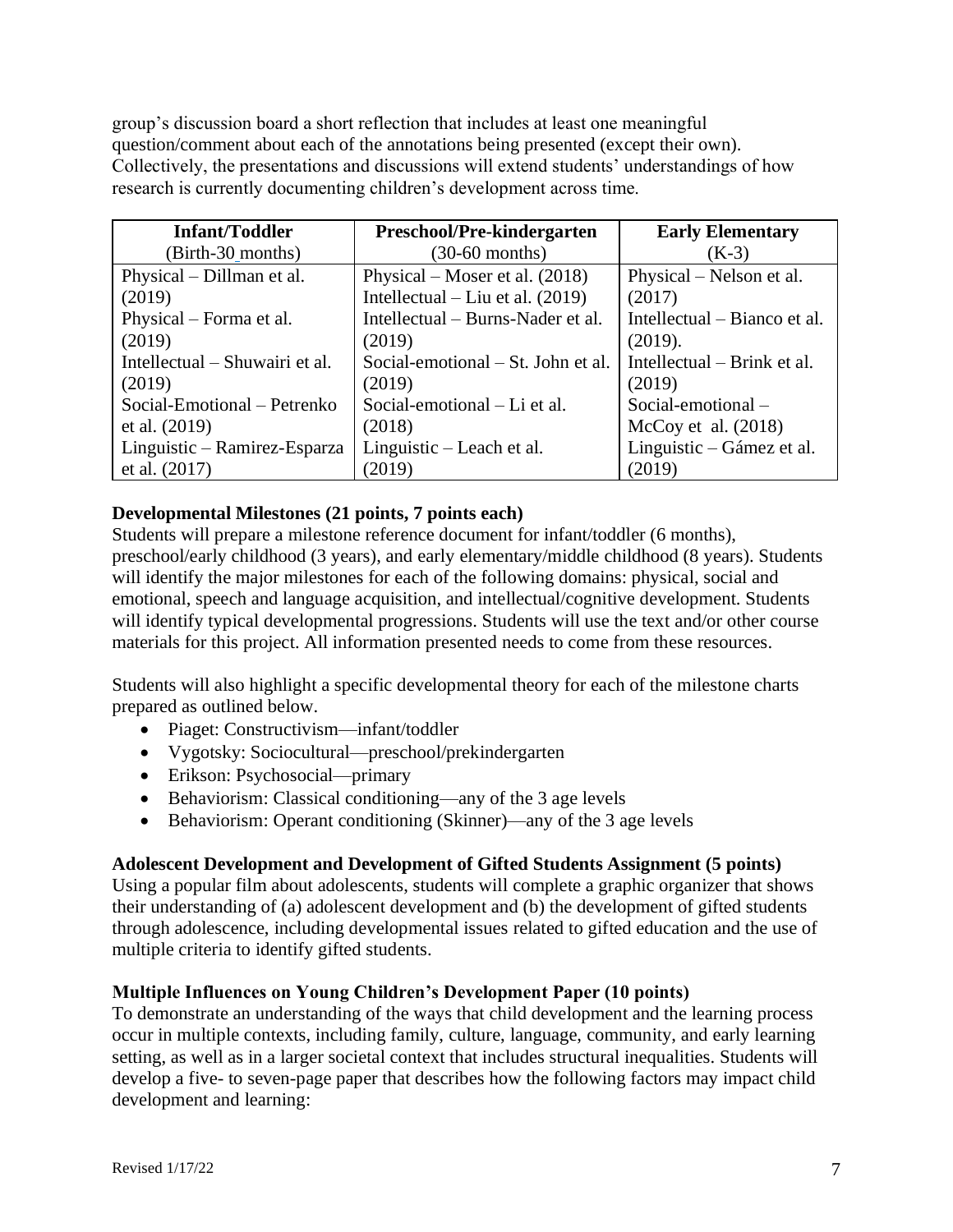group's discussion board a short reflection that includes at least one meaningful question/comment about each of the annotations being presented (except their own). Collectively, the presentations and discussions will extend students' understandings of how research is currently documenting children's development across time.

| **Infant/Toddler** (Birth-30 months) | **Preschool/Pre-kindergarten** (30-60 months) | **Early Elementary** (K-3) |
|---|---|---|
| Physical – Dillman et al. (2019)<br>Physical – Forma et al. (2019)<br>Intellectual – Shuwairi et al. (2019)<br>Social-Emotional – Petrenko et al. (2019)<br>Linguistic – Ramirez-Esparza et al. (2017) | Physical – Moser et al. (2018)<br>Intellectual – Liu et al. (2019)<br>Intellectual – Burns-Nader et al. (2019)<br>Social-emotional – St. John et al. (2019)<br>Social-emotional – Li et al. (2018)<br>Linguistic – Leach et al. (2019) | Physical – Nelson et al. (2017)<br>Intellectual – Bianco et al. (2019).<br>Intellectual – Brink et al. (2019)<br>Social-emotional – McCoy et al. (2018)<br>Linguistic – Gámez et al. (2019) |

**Developmental Milestones (21 points, 7 points each)**

Students will prepare a milestone reference document for infant/toddler (6 months), preschool/early childhood (3 years), and early elementary/middle childhood (8 years). Students will identify the major milestones for each of the following domains: physical, social and emotional, speech and language acquisition, and intellectual/cognitive development. Students will identify typical developmental progressions. Students will use the text and/or other course materials for this project. All information presented needs to come from these resources.

Students will also highlight a specific developmental theory for each of the milestone charts prepared as outlined below.

- Piaget: Constructivism—infant/toddler
- Vygotsky: Sociocultural—preschool/prekindergarten
- Erikson: Psychosocial—primary
- Behaviorism: Classical conditioning—any of the 3 age levels
- Behaviorism: Operant conditioning (Skinner)—any of the 3 age levels

**Adolescent Development and Development of Gifted Students Assignment (5 points)**

Using a popular film about adolescents, students will complete a graphic organizer that shows their understanding of (a) adolescent development and (b) the development of gifted students through adolescence, including developmental issues related to gifted education and the use of multiple criteria to identify gifted students.

**Multiple Influences on Young Children's Development Paper (10 points)**

To demonstrate an understanding of the ways that child development and the learning process occur in multiple contexts, including family, culture, language, community, and early learning setting, as well as in a larger societal context that includes structural inequalities. Students will develop a five- to seven-page paper that describes how the following factors may impact child development and learning: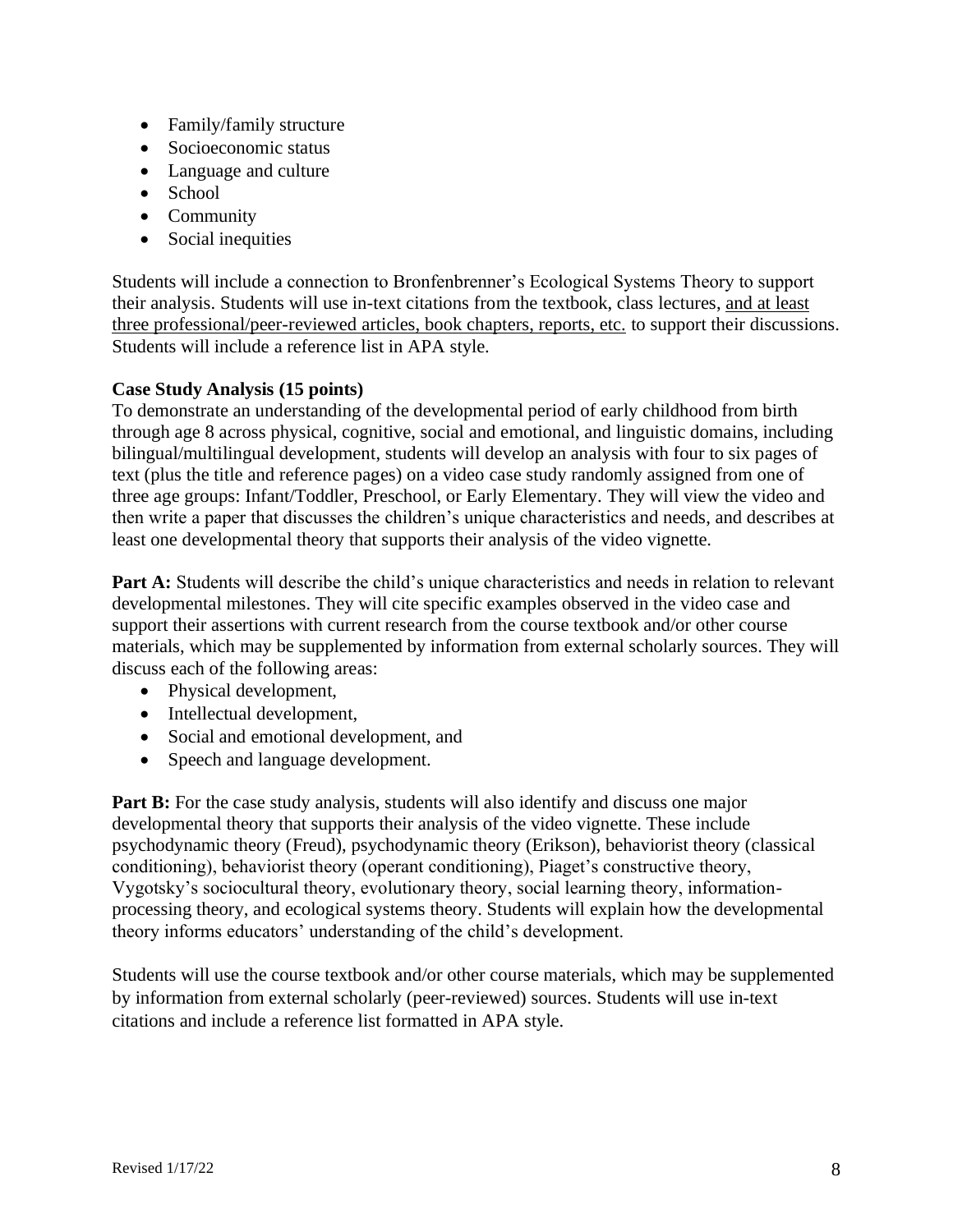- Family/family structure
- Socioeconomic status
- Language and culture
- School
- Community
- Social inequities

Students will include a connection to Bronfenbrenner's Ecological Systems Theory to support their analysis. Students will use in-text citations from the textbook, class lectures, <u>and at least three professional/peer-reviewed articles, book chapters, reports, etc.</u> to support their discussions. Students will include a reference list in APA style.

**Case Study Analysis (15 points)**

To demonstrate an understanding of the developmental period of early childhood from birth through age 8 across physical, cognitive, social and emotional, and linguistic domains, including bilingual/multilingual development, students will develop an analysis with four to six pages of text (plus the title and reference pages) on a video case study randomly assigned from one of three age groups: Infant/Toddler, Preschool, or Early Elementary. They will view the video and then write a paper that discusses the children's unique characteristics and needs, and describes at least one developmental theory that supports their analysis of the video vignette.

**Part A:** Students will describe the child's unique characteristics and needs in relation to relevant developmental milestones. They will cite specific examples observed in the video case and support their assertions with current research from the course textbook and/or other course materials, which may be supplemented by information from external scholarly sources. They will discuss each of the following areas:

- Physical development,
- Intellectual development,
- Social and emotional development, and
- Speech and language development.

**Part B:** For the case study analysis, students will also identify and discuss one major developmental theory that supports their analysis of the video vignette. These include psychodynamic theory (Freud), psychodynamic theory (Erikson), behaviorist theory (classical conditioning), behaviorist theory (operant conditioning), Piaget's constructive theory, Vygotsky's sociocultural theory, evolutionary theory, social learning theory, information-processing theory, and ecological systems theory. Students will explain how the developmental theory informs educators' understanding of the child's development.

Students will use the course textbook and/or other course materials, which may be supplemented by information from external scholarly (peer-reviewed) sources. Students will use in-text citations and include a reference list formatted in APA style.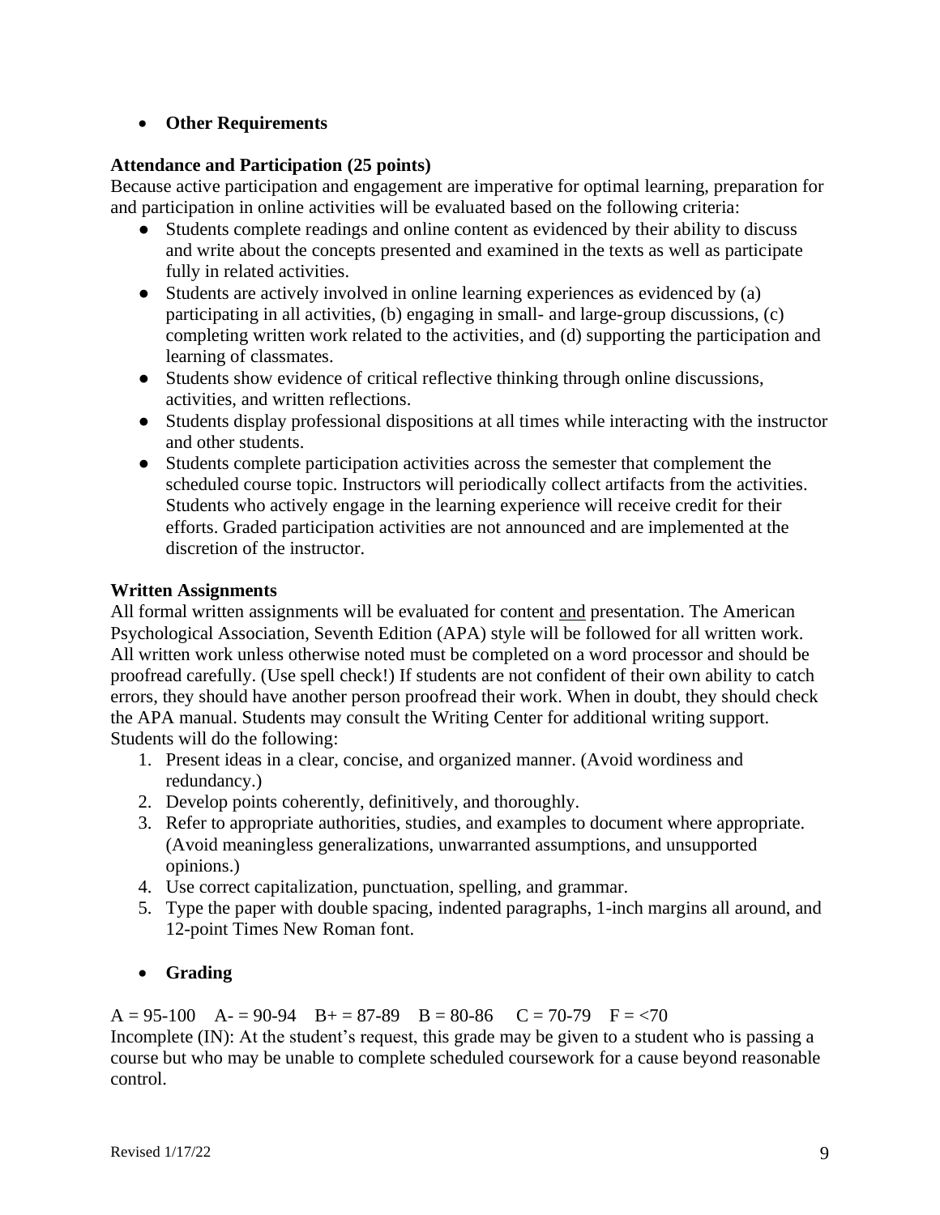- **Other Requirements**

**Attendance and Participation (25 points)**

Because active participation and engagement are imperative for optimal learning, preparation for and participation in online activities will be evaluated based on the following criteria:

- Students complete readings and online content as evidenced by their ability to discuss and write about the concepts presented and examined in the texts as well as participate fully in related activities.
- Students are actively involved in online learning experiences as evidenced by (a) participating in all activities, (b) engaging in small- and large-group discussions, (c) completing written work related to the activities, and (d) supporting the participation and learning of classmates.
- Students show evidence of critical reflective thinking through online discussions, activities, and written reflections.
- Students display professional dispositions at all times while interacting with the instructor and other students.
- Students complete participation activities across the semester that complement the scheduled course topic. Instructors will periodically collect artifacts from the activities. Students who actively engage in the learning experience will receive credit for their efforts. Graded participation activities are not announced and are implemented at the discretion of the instructor.

**Written Assignments**

All formal written assignments will be evaluated for content <u>and</u> presentation. The American Psychological Association, Seventh Edition (APA) style will be followed for all written work. All written work unless otherwise noted must be completed on a word processor and should be proofread carefully. (Use spell check!) If students are not confident of their own ability to catch errors, they should have another person proofread their work. When in doubt, they should check the APA manual. Students may consult the Writing Center for additional writing support. Students will do the following:

1. Present ideas in a clear, concise, and organized manner. (Avoid wordiness and redundancy.)
2. Develop points coherently, definitively, and thoroughly.
3. Refer to appropriate authorities, studies, and examples to document where appropriate. (Avoid meaningless generalizations, unwarranted assumptions, and unsupported opinions.)
4. Use correct capitalization, punctuation, spelling, and grammar.
5. Type the paper with double spacing, indented paragraphs, 1-inch margins all around, and 12-point Times New Roman font.

- **Grading**

A = 95-100 A- = 90-94 B+ = 87-89 B = 80-86 C = 70-79 F = <70

Incomplete (IN): At the student's request, this grade may be given to a student who is passing a course but who may be unable to complete scheduled coursework for a cause beyond reasonable control.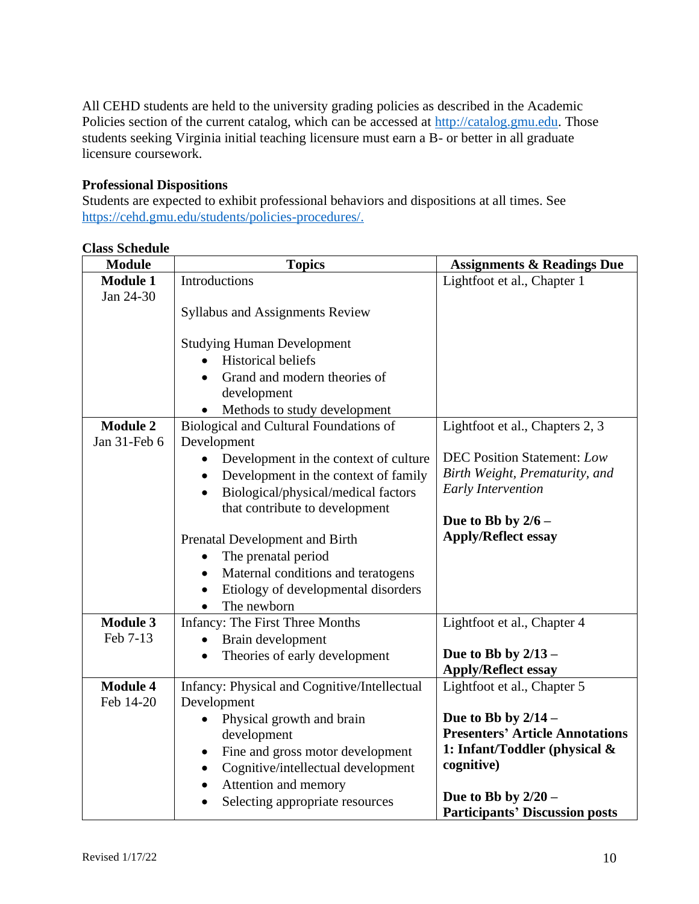All CEHD students are held to the university grading policies as described in the Academic Policies section of the current catalog, which can be accessed at http://catalog.gmu.edu. Those students seeking Virginia initial teaching licensure must earn a B- or better in all graduate licensure coursework.

**Professional Dispositions**

Students are expected to exhibit professional behaviors and dispositions at all times. See https://cehd.gmu.edu/students/policies-procedures/.

**Class Schedule**

| Module | Topics | Assignments & Readings Due |
|---|---|---|
| **Module 1**<br>Jan 24-30 | Introductions<br><br>Syllabus and Assignments Review<br><br>Studying Human Development<br>• Historical beliefs<br>• Grand and modern theories of development<br>• Methods to study development | Lightfoot et al., Chapter 1 |
| **Module 2**<br>Jan 31-Feb 6 | Biological and Cultural Foundations of Development<br>• Development in the context of culture<br>• Development in the context of family<br>• Biological/physical/medical factors that contribute to development<br><br>Prenatal Development and Birth<br>• The prenatal period<br>• Maternal conditions and teratogens<br>• Etiology of developmental disorders<br>• The newborn | Lightfoot et al., Chapters 2, 3<br><br>DEC Position Statement: *Low Birth Weight, Prematurity, and Early Intervention*<br><br>**Due to Bb by 2/6 – Apply/Reflect essay** |
| **Module 3**<br>Feb 7-13 | Infancy: The First Three Months<br>• Brain development<br>• Theories of early development | Lightfoot et al., Chapter 4<br><br>**Due to Bb by 2/13 – Apply/Reflect essay** |
| **Module 4**<br>Feb 14-20 | Infancy: Physical and Cognitive/Intellectual Development<br>• Physical growth and brain development<br>• Fine and gross motor development<br>• Cognitive/intellectual development<br>• Attention and memory<br>• Selecting appropriate resources | Lightfoot et al., Chapter 5<br><br>**Due to Bb by 2/14 – Presenters' Article Annotations 1: Infant/Toddler (physical & cognitive)**<br><br>**Due to Bb by 2/20 – Participants' Discussion posts** |

Revised 1/17/22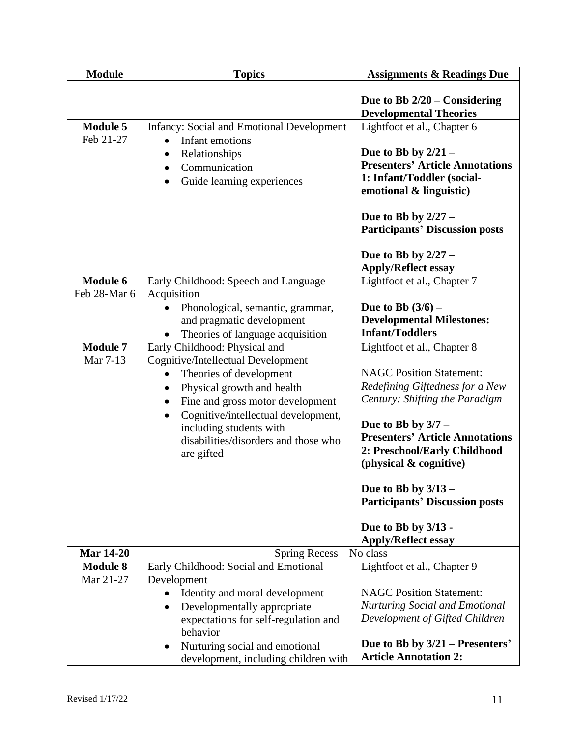| Module | Topics | Assignments & Readings Due |
| --- | --- | --- |
| | | **Due to Bb 2/20 – Considering Developmental Theories** |
| **Module 5**<br>Feb 21-27 | Infancy: Social and Emotional Development<br>• Infant emotions<br>• Relationships<br>• Communication<br>• Guide learning experiences | Lightfoot et al., Chapter 6<br><br>**Due to Bb by 2/21 – Presenters' Article Annotations 1: Infant/Toddler (social-emotional & linguistic)**<br><br>**Due to Bb by 2/27 – Participants' Discussion posts**<br><br>**Due to Bb by 2/27 – Apply/Reflect essay** |
| **Module 6**<br>Feb 28-Mar 6 | Early Childhood: Speech and Language Acquisition<br>• Phonological, semantic, grammar, and pragmatic development<br>• Theories of language acquisition | Lightfoot et al., Chapter 7<br><br>**Due to Bb (3/6) – Developmental Milestones: Infant/Toddlers** |
| **Module 7**<br>Mar 7-13 | Early Childhood: Physical and Cognitive/Intellectual Development<br>• Theories of development<br>• Physical growth and health<br>• Fine and gross motor development<br>• Cognitive/intellectual development, including students with disabilities/disorders and those who are gifted | Lightfoot et al., Chapter 8<br><br>NAGC Position Statement: *Redefining Giftedness for a New Century: Shifting the Paradigm*<br><br>**Due to Bb by 3/7 – Presenters' Article Annotations 2: Preschool/Early Childhood (physical & cognitive)**<br><br>**Due to Bb by 3/13 – Participants' Discussion posts**<br><br>**Due to Bb by 3/13 - Apply/Reflect essay** |
| **Mar 14-20** | Spring Recess – No class | |
| **Module 8**<br>Mar 21-27 | Early Childhood: Social and Emotional Development<br>• Identity and moral development<br>• Developmentally appropriate expectations for self-regulation and behavior<br>• Nurturing social and emotional development, including children with | Lightfoot et al., Chapter 9<br><br>NAGC Position Statement: *Nurturing Social and Emotional Development of Gifted Children*<br><br>**Due to Bb by 3/21 – Presenters' Article Annotation 2:** |

Revised 1/17/22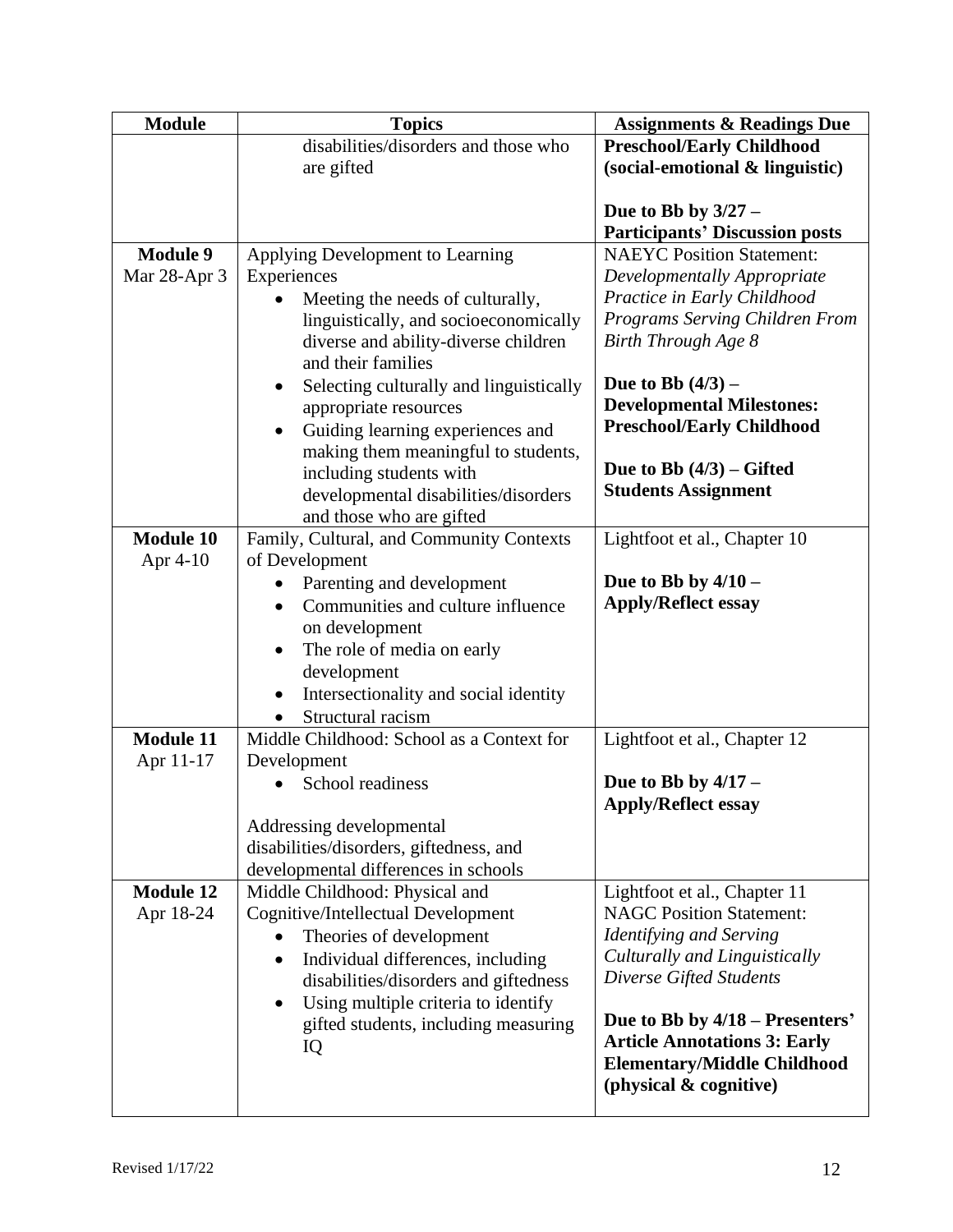| Module | Topics | Assignments & Readings Due |
|---|---|---|
| | disabilities/disorders and those who are gifted | **Preschool/Early Childhood (social-emotional & linguistic)**<br><br>**Due to Bb by 3/27 – Participants' Discussion posts** |
| **Module 9**<br>Mar 28-Apr 3 | Applying Development to Learning Experiences<br>• Meeting the needs of culturally, linguistically, and socioeconomically diverse and ability-diverse children and their families<br>• Selecting culturally and linguistically appropriate resources<br>• Guiding learning experiences and making them meaningful to students, including students with developmental disabilities/disorders and those who are gifted | NAEYC Position Statement: *Developmentally Appropriate Practice in Early Childhood Programs Serving Children From Birth Through Age 8*<br><br>**Due to Bb (4/3) – Developmental Milestones: Preschool/Early Childhood**<br><br>**Due to Bb (4/3) – Gifted Students Assignment** |
| **Module 10**<br>Apr 4-10 | Family, Cultural, and Community Contexts of Development<br>• Parenting and development<br>• Communities and culture influence on development<br>• The role of media on early development<br>• Intersectionality and social identity<br>• Structural racism | Lightfoot et al., Chapter 10<br><br>**Due to Bb by 4/10 – Apply/Reflect essay** |
| **Module 11**<br>Apr 11-17 | Middle Childhood: School as a Context for Development<br>• School readiness<br><br>Addressing developmental disabilities/disorders, giftedness, and developmental differences in schools | Lightfoot et al., Chapter 12<br><br>**Due to Bb by 4/17 – Apply/Reflect essay** |
| **Module 12**<br>Apr 18-24 | Middle Childhood: Physical and Cognitive/Intellectual Development<br>• Theories of development<br>• Individual differences, including disabilities/disorders and giftedness<br>• Using multiple criteria to identify gifted students, including measuring IQ | Lightfoot et al., Chapter 11<br>NAGC Position Statement: *Identifying and Serving Culturally and Linguistically Diverse Gifted Students*<br><br>**Due to Bb by 4/18 – Presenters' Article Annotations 3: Early Elementary/Middle Childhood (physical & cognitive)** |

Revised 1/17/22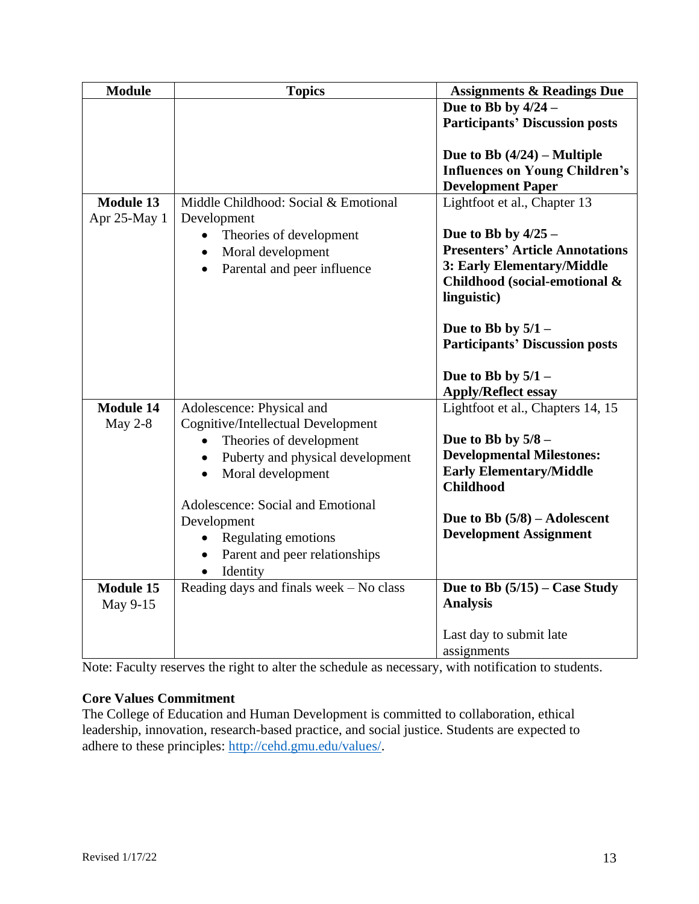| Module | Topics | Assignments & Readings Due |
|---|---|---|
| | | **Due to Bb by 4/24 – Participants' Discussion posts**<br><br>**Due to Bb (4/24) – Multiple Influences on Young Children's Development Paper** |
| **Module 13**<br>Apr 25-May 1 | Middle Childhood: Social & Emotional Development<br>• Theories of development<br>• Moral development<br>• Parental and peer influence | Lightfoot et al., Chapter 13<br><br>**Due to Bb by 4/25 – Presenters' Article Annotations 3: Early Elementary/Middle Childhood (social-emotional & linguistic)**<br><br>**Due to Bb by 5/1 – Participants' Discussion posts**<br><br>**Due to Bb by 5/1 – Apply/Reflect essay** |
| **Module 14**<br>May 2-8 | Adolescence: Physical and Cognitive/Intellectual Development<br>• Theories of development<br>• Puberty and physical development<br>• Moral development<br><br>Adolescence: Social and Emotional Development<br>• Regulating emotions<br>• Parent and peer relationships<br>• Identity | Lightfoot et al., Chapters 14, 15<br><br>**Due to Bb by 5/8 – Developmental Milestones: Early Elementary/Middle Childhood**<br><br>**Due to Bb (5/8) – Adolescent Development Assignment** |
| **Module 15**<br>May 9-15 | Reading days and finals week – No class | **Due to Bb (5/15) – Case Study Analysis**<br><br>Last day to submit late assignments |

Note: Faculty reserves the right to alter the schedule as necessary, with notification to students.

**Core Values Commitment**

The College of Education and Human Development is committed to collaboration, ethical leadership, innovation, research-based practice, and social justice. Students are expected to adhere to these principles: http://cehd.gmu.edu/values/.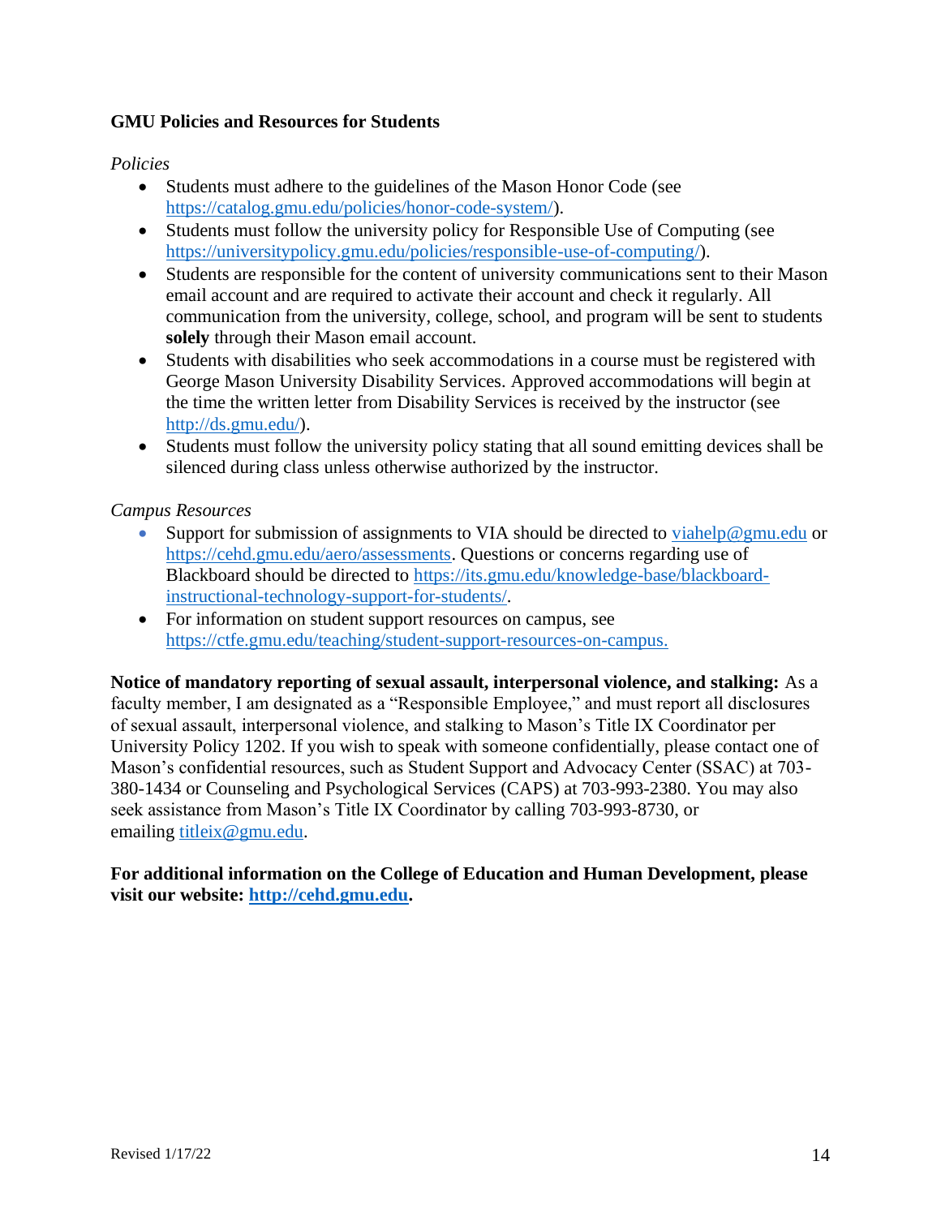**GMU Policies and Resources for Students**

*Policies*

- Students must adhere to the guidelines of the Mason Honor Code (see https://catalog.gmu.edu/policies/honor-code-system/).
- Students must follow the university policy for Responsible Use of Computing (see https://universitypolicy.gmu.edu/policies/responsible-use-of-computing/).
- Students are responsible for the content of university communications sent to their Mason email account and are required to activate their account and check it regularly. All communication from the university, college, school, and program will be sent to students **solely** through their Mason email account.
- Students with disabilities who seek accommodations in a course must be registered with George Mason University Disability Services. Approved accommodations will begin at the time the written letter from Disability Services is received by the instructor (see http://ds.gmu.edu/).
- Students must follow the university policy stating that all sound emitting devices shall be silenced during class unless otherwise authorized by the instructor.

*Campus Resources*

- Support for submission of assignments to VIA should be directed to viahelp@gmu.edu or https://cehd.gmu.edu/aero/assessments. Questions or concerns regarding use of Blackboard should be directed to https://its.gmu.edu/knowledge-base/blackboard-instructional-technology-support-for-students/.
- For information on student support resources on campus, see https://ctfe.gmu.edu/teaching/student-support-resources-on-campus.

**Notice of mandatory reporting of sexual assault, interpersonal violence, and stalking:** As a faculty member, I am designated as a "Responsible Employee," and must report all disclosures of sexual assault, interpersonal violence, and stalking to Mason's Title IX Coordinator per University Policy 1202. If you wish to speak with someone confidentially, please contact one of Mason's confidential resources, such as Student Support and Advocacy Center (SSAC) at 703-380-1434 or Counseling and Psychological Services (CAPS) at 703-993-2380. You may also seek assistance from Mason's Title IX Coordinator by calling 703-993-8730, or emailing titleix@gmu.edu.

**For additional information on the College of Education and Human Development, please visit our website: http://cehd.gmu.edu.**

Revised 1/17/22